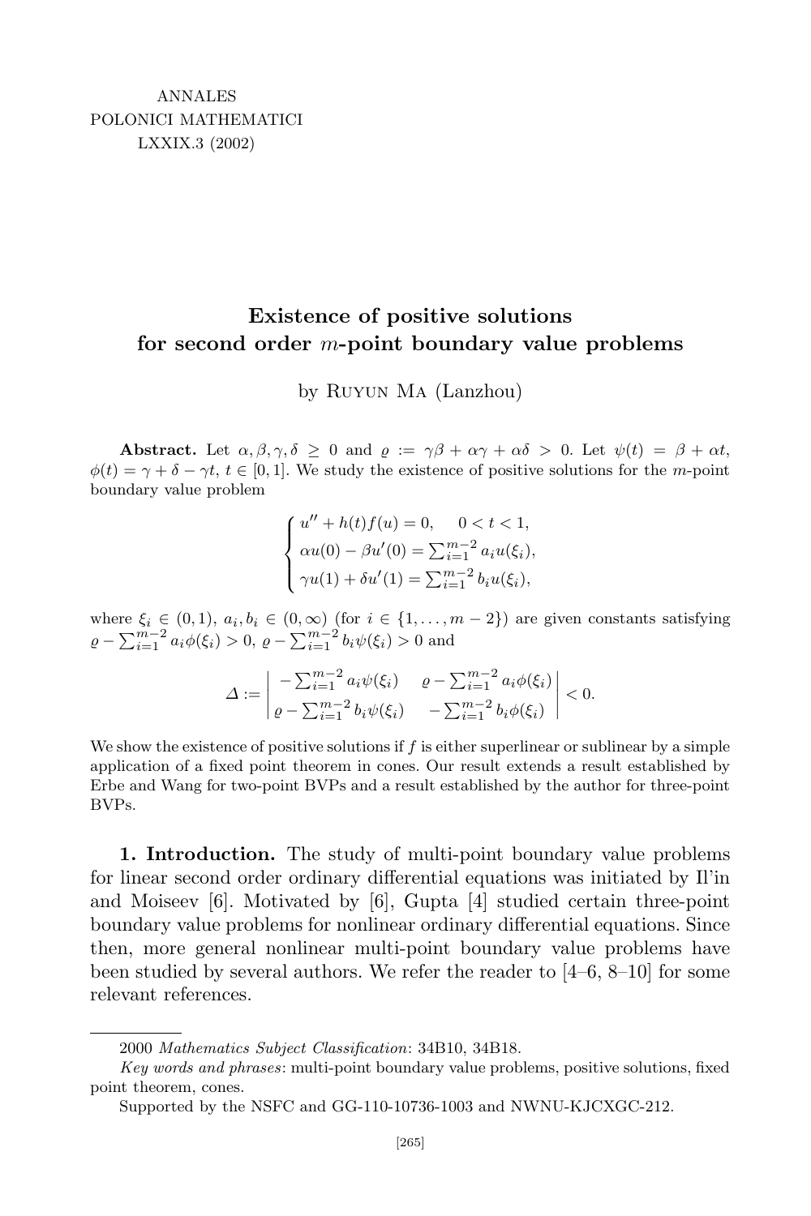ANNALES
POLONICI MATHEMATICI
LXXIX.3 (2002)

# Existence of positive solutions for second order $m$-point boundary value problems

by Ruyun Ma (Lanzhou)

**Abstract.** Let $\alpha, \beta, \gamma, \delta \geq 0$ and $\varrho := \gamma\beta + \alpha\gamma + \alpha\delta > 0$. Let $\psi(t) = \beta + \alpha t$, $\phi(t) = \gamma + \delta - \gamma t$, $t \in [0,1]$. We study the existence of positive solutions for the $m$-point boundary value problem

$$\begin{cases} u'' + h(t)f(u) = 0, \quad 0 < t < 1, \\ \alpha u(0) - \beta u'(0) = \sum_{i=1}^{m-2} a_i u(\xi_i), \\ \gamma u(1) + \delta u'(1) = \sum_{i=1}^{m-2} b_i u(\xi_i), \end{cases}$$

where $\xi_i \in (0,1)$, $a_i, b_i \in (0,\infty)$ (for $i \in \{1,\ldots,m-2\}$) are given constants satisfying $\varrho - \sum_{i=1}^{m-2} a_i\phi(\xi_i) > 0$, $\varrho - \sum_{i=1}^{m-2} b_i\psi(\xi_i) > 0$ and

$$\Delta := \begin{vmatrix} -\sum_{i=1}^{m-2} a_i\psi(\xi_i) & \varrho - \sum_{i=1}^{m-2} a_i\phi(\xi_i) \\ \varrho - \sum_{i=1}^{m-2} b_i\psi(\xi_i) & -\sum_{i=1}^{m-2} b_i\phi(\xi_i) \end{vmatrix} < 0.$$

We show the existence of positive solutions if $f$ is either superlinear or sublinear by a simple application of a fixed point theorem in cones. Our result extends a result established by Erbe and Wang for two-point BVPs and a result established by the author for three-point BVPs.

**1. Introduction.** The study of multi-point boundary value problems for linear second order ordinary differential equations was initiated by Il'in and Moiseev [6]. Motivated by [6], Gupta [4] studied certain three-point boundary value problems for nonlinear ordinary differential equations. Since then, more general nonlinear multi-point boundary value problems have been studied by several authors. We refer the reader to [4–6, 8–10] for some relevant references.

2000 *Mathematics Subject Classification*: 34B10, 34B18.

*Key words and phrases*: multi-point boundary value problems, positive solutions, fixed point theorem, cones.

Supported by the NSFC and GG-110-10736-1003 and NWNU-KJCXGC-212.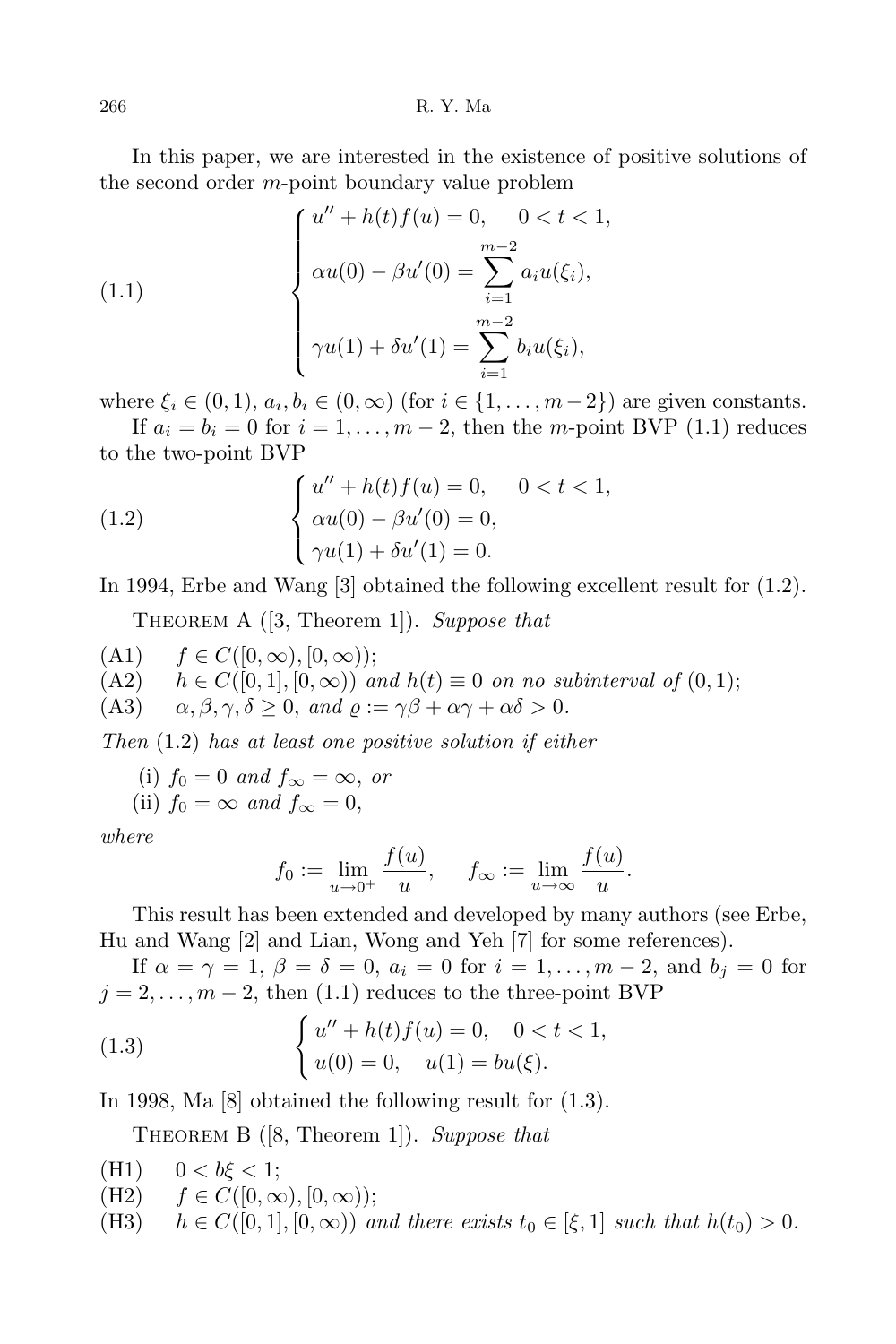In this paper, we are interested in the existence of positive solutions of the second order $m$-point boundary value problem

$$
\begin{cases}
u'' + h(t)f(u) = 0, \quad 0 < t < 1, \\[4pt]
\alpha u(0) - \beta u'(0) = \displaystyle\sum_{i=1}^{m-2} a_i u(\xi_i), \\[4pt]
\gamma u(1) + \delta u'(1) = \displaystyle\sum_{i=1}^{m-2} b_i u(\xi_i),
\end{cases}
\tag{1.1}
$$

where $\xi_i \in (0,1)$, $a_i, b_i \in (0,\infty)$ (for $i \in \{1,\ldots,m-2\}$) are given constants.

If $a_i = b_i = 0$ for $i = 1,\ldots,m-2$, then the $m$-point BVP (1.1) reduces to the two-point BVP

$$
\begin{cases}
u'' + h(t)f(u) = 0, \quad 0 < t < 1, \\
\alpha u(0) - \beta u'(0) = 0, \\
\gamma u(1) + \delta u'(1) = 0.
\end{cases}
\tag{1.2}
$$

In 1994, Erbe and Wang [3] obtained the following excellent result for (1.2).

Theorem A ([3, Theorem 1]). *Suppose that*

(A1) $f \in C([0,\infty),[0,\infty))$;
(A2) $h \in C([0,1],[0,\infty))$ *and* $h(t) \equiv 0$ *on no subinterval of* $(0,1)$;
(A3) $\alpha, \beta, \gamma, \delta \geq 0$, *and* $\varrho := \gamma\beta + \alpha\gamma + \alpha\delta > 0$.

*Then* (1.2) *has at least one positive solution if either*

(i) $f_0 = 0$ *and* $f_\infty = \infty$, *or*
(ii) $f_0 = \infty$ *and* $f_\infty = 0$,

*where*

$$
f_0 := \lim_{u \to 0^+} \frac{f(u)}{u}, \qquad f_\infty := \lim_{u \to \infty} \frac{f(u)}{u}.
$$

This result has been extended and developed by many authors (see Erbe, Hu and Wang [2] and Lian, Wong and Yeh [7] for some references).

If $\alpha = \gamma = 1$, $\beta = \delta = 0$, $a_i = 0$ for $i = 1,\ldots,m-2$, and $b_j = 0$ for $j = 2,\ldots,m-2$, then (1.1) reduces to the three-point BVP

$$
\begin{cases}
u'' + h(t)f(u) = 0, \quad 0 < t < 1, \\
u(0) = 0, \quad u(1) = bu(\xi).
\end{cases}
\tag{1.3}
$$

In 1998, Ma [8] obtained the following result for (1.3).

Theorem B ([8, Theorem 1]). *Suppose that*

(H1) $0 < b\xi < 1$;
(H2) $f \in C([0,\infty),[0,\infty))$;
(H3) $h \in C([0,1],[0,\infty))$ *and there exists* $t_0 \in [\xi,1]$ *such that* $h(t_0) > 0$.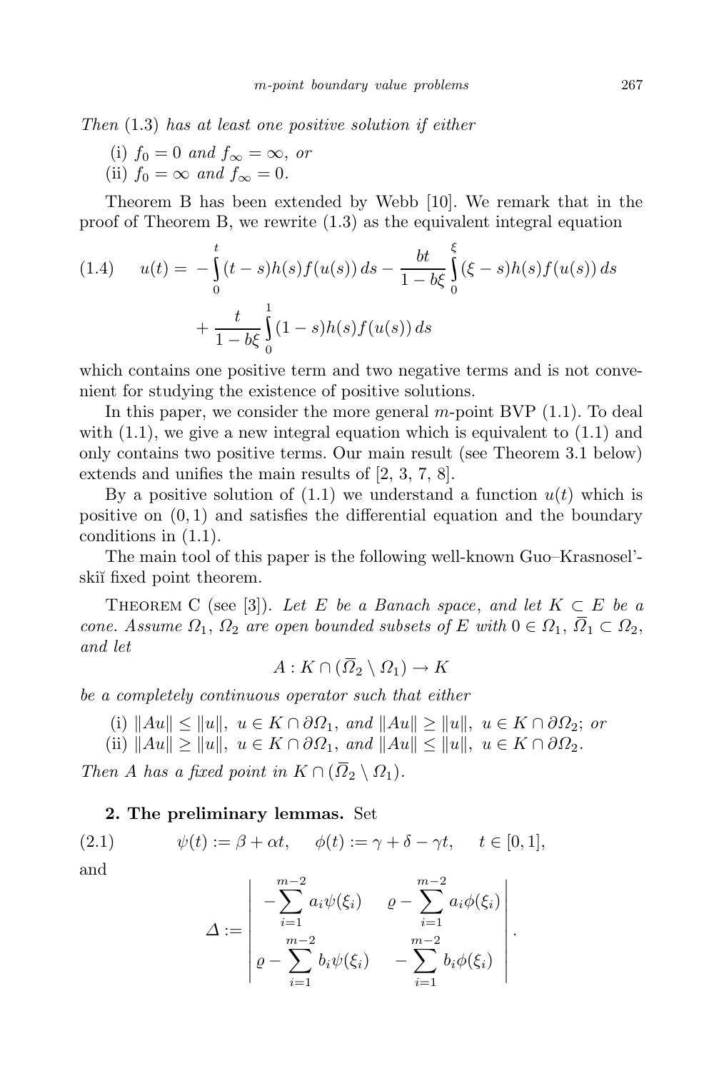*Then* (1.3) *has at least one positive solution if either*

(i) $f_0 = 0$ *and* $f_\infty = \infty$, *or*
(ii) $f_0 = \infty$ *and* $f_\infty = 0$.

Theorem B has been extended by Webb [10]. We remark that in the proof of Theorem B, we rewrite (1.3) as the equivalent integral equation

$$(1.4)\qquad u(t) = -\int_0^t (t-s)h(s)f(u(s))\,ds - \frac{bt}{1-b\xi}\int_0^\xi (\xi - s)h(s)f(u(s))\,ds + \frac{t}{1-b\xi}\int_0^1 (1-s)h(s)f(u(s))\,ds$$

which contains one positive term and two negative terms and is not convenient for studying the existence of positive solutions.

In this paper, we consider the more general $m$-point BVP (1.1). To deal with (1.1), we give a new integral equation which is equivalent to (1.1) and only contains two positive terms. Our main result (see Theorem 3.1 below) extends and unifies the main results of [2, 3, 7, 8].

By a positive solution of (1.1) we understand a function $u(t)$ which is positive on $(0,1)$ and satisfies the differential equation and the boundary conditions in (1.1).

The main tool of this paper is the following well-known Guo–Krasnosel'skiĭ fixed point theorem.

Theorem C (see [3]). *Let $E$ be a Banach space, and let $K \subset E$ be a cone. Assume $\Omega_1$, $\Omega_2$ are open bounded subsets of $E$ with $0 \in \Omega_1$, $\overline{\Omega}_1 \subset \Omega_2$, and let*

$$A : K \cap (\overline{\Omega}_2 \setminus \Omega_1) \to K$$

*be a completely continuous operator such that either*

(i) $\|Au\| \le \|u\|$, $u \in K \cap \partial\Omega_1$, *and* $\|Au\| \ge \|u\|$, $u \in K \cap \partial\Omega_2$; *or*
(ii) $\|Au\| \ge \|u\|$, $u \in K \cap \partial\Omega_1$, *and* $\|Au\| \le \|u\|$, $u \in K \cap \partial\Omega_2$.

*Then $A$ has a fixed point in $K \cap (\overline{\Omega}_2 \setminus \Omega_1)$.*

**2. The preliminary lemmas.** Set

$$(2.1)\qquad \psi(t) := \beta + \alpha t, \qquad \phi(t) := \gamma + \delta - \gamma t, \qquad t \in [0,1],$$

and

$$\varDelta := \begin{vmatrix} -\displaystyle\sum_{i=1}^{m-2} a_i \psi(\xi_i) & \varrho - \displaystyle\sum_{i=1}^{m-2} a_i \phi(\xi_i) \\ \varrho - \displaystyle\sum_{i=1}^{m-2} b_i \psi(\xi_i) & -\displaystyle\sum_{i=1}^{m-2} b_i \phi(\xi_i) \end{vmatrix}.$$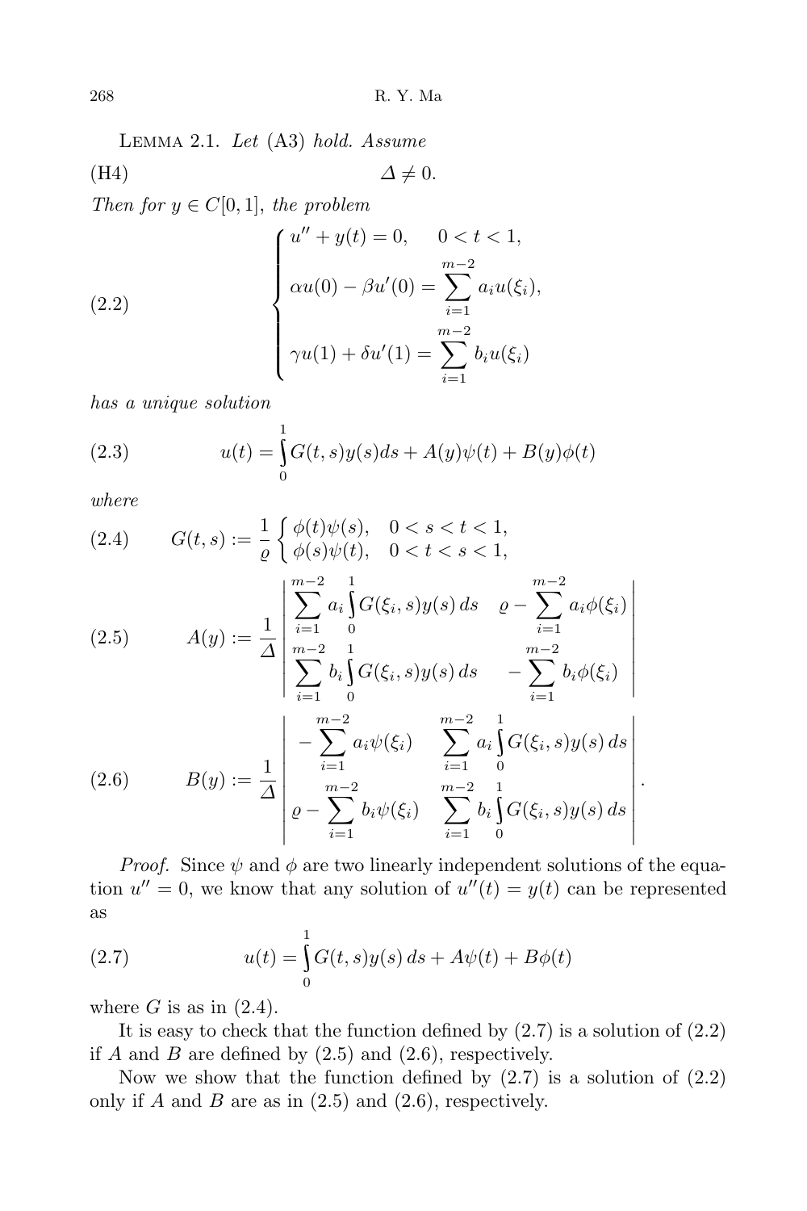LEMMA 2.1. *Let* (A3) *hold. Assume*

(H4) $$\Delta \neq 0.$$

*Then for* $y \in C[0,1]$, *the problem*

$$\begin{cases} u'' + y(t) = 0, \quad 0 < t < 1, \\ \alpha u(0) - \beta u'(0) = \displaystyle\sum_{i=1}^{m-2} a_i u(\xi_i), \\ \gamma u(1) + \delta u'(1) = \displaystyle\sum_{i=1}^{m-2} b_i u(\xi_i) \end{cases} \tag{2.2}$$

*has a unique solution*

$$u(t) = \int_0^1 G(t,s)y(s)ds + A(y)\psi(t) + B(y)\phi(t) \tag{2.3}$$

*where*

$$G(t,s) := \frac{1}{\varrho}\begin{cases} \phi(t)\psi(s), & 0 < s < t < 1, \\ \phi(s)\psi(t), & 0 < t < s < 1, \end{cases} \tag{2.4}$$

$$A(y) := \frac{1}{\Delta}\begin{vmatrix} \displaystyle\sum_{i=1}^{m-2} a_i \int_0^1 G(\xi_i,s)y(s)\,ds & \varrho - \displaystyle\sum_{i=1}^{m-2} a_i\phi(\xi_i) \\ \displaystyle\sum_{i=1}^{m-2} b_i \int_0^1 G(\xi_i,s)y(s)\,ds & -\displaystyle\sum_{i=1}^{m-2} b_i\phi(\xi_i) \end{vmatrix} \tag{2.5}$$

$$B(y) := \frac{1}{\Delta}\begin{vmatrix} -\displaystyle\sum_{i=1}^{m-2} a_i\psi(\xi_i) & \displaystyle\sum_{i=1}^{m-2} a_i \int_0^1 G(\xi_i,s)y(s)\,ds \\ \varrho - \displaystyle\sum_{i=1}^{m-2} b_i\psi(\xi_i) & \displaystyle\sum_{i=1}^{m-2} b_i \int_0^1 G(\xi_i,s)y(s)\,ds \end{vmatrix}. \tag{2.6}$$

*Proof.* Since $\psi$ and $\phi$ are two linearly independent solutions of the equation $u'' = 0$, we know that any solution of $u''(t) = y(t)$ can be represented as

$$u(t) = \int_0^1 G(t,s)y(s)\,ds + A\psi(t) + B\phi(t) \tag{2.7}$$

where $G$ is as in (2.4).

It is easy to check that the function defined by (2.7) is a solution of (2.2) if $A$ and $B$ are defined by (2.5) and (2.6), respectively.

Now we show that the function defined by (2.7) is a solution of (2.2) only if $A$ and $B$ are as in (2.5) and (2.6), respectively.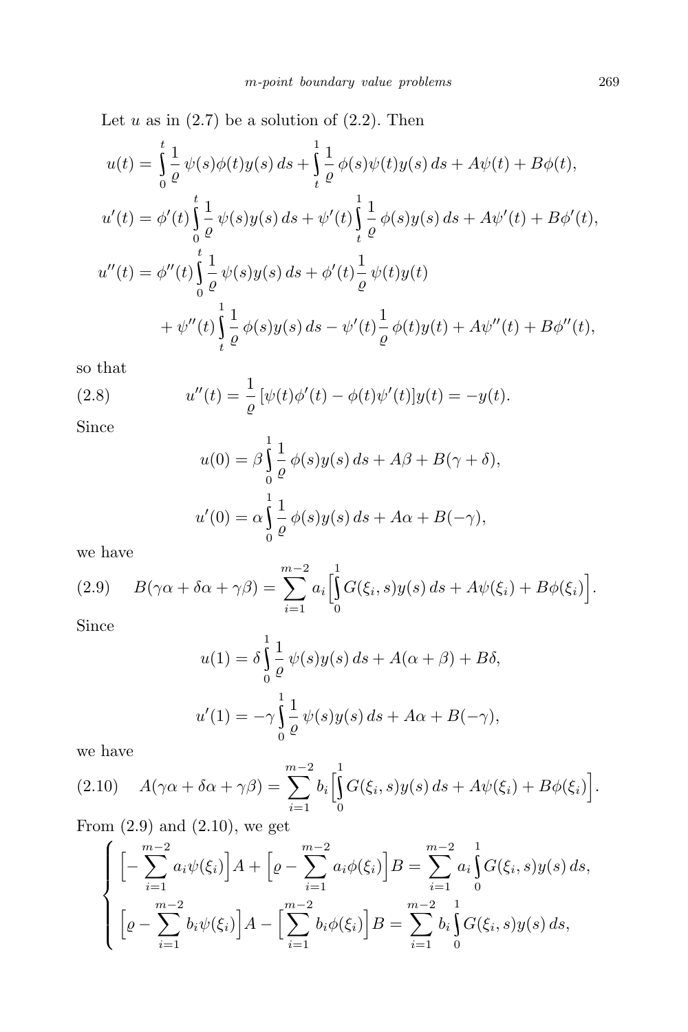Let $u$ as in (2.7) be a solution of (2.2). Then

$$u(t) = \int_0^t \frac{1}{\varrho}\,\psi(s)\phi(t)y(s)\,ds + \int_t^1 \frac{1}{\varrho}\,\phi(s)\psi(t)y(s)\,ds + A\psi(t) + B\phi(t),$$

$$u'(t) = \phi'(t)\int_0^t \frac{1}{\varrho}\,\psi(s)y(s)\,ds + \psi'(t)\int_t^1 \frac{1}{\varrho}\,\phi(s)y(s)\,ds + A\psi'(t) + B\phi'(t),$$

$$\begin{aligned} u''(t) = {}& \phi''(t)\int_0^t \frac{1}{\varrho}\,\psi(s)y(s)\,ds + \phi'(t)\frac{1}{\varrho}\,\psi(t)y(t) \\ & + \psi''(t)\int_t^1 \frac{1}{\varrho}\,\phi(s)y(s)\,ds - \psi'(t)\frac{1}{\varrho}\,\phi(t)y(t) + A\psi''(t) + B\phi''(t), \end{aligned}$$

so that

$$u''(t) = \frac{1}{\varrho}\,[\psi(t)\phi'(t) - \phi(t)\psi'(t)]y(t) = -y(t). \tag{2.8}$$

Since

$$u(0) = \beta\int_0^1 \frac{1}{\varrho}\,\phi(s)y(s)\,ds + A\beta + B(\gamma+\delta),$$

$$u'(0) = \alpha\int_0^1 \frac{1}{\varrho}\,\phi(s)y(s)\,ds + A\alpha + B(-\gamma),$$

we have

$$B(\gamma\alpha + \delta\alpha + \gamma\beta) = \sum_{i=1}^{m-2} a_i\Big[\int_0^1 G(\xi_i, s)y(s)\,ds + A\psi(\xi_i) + B\phi(\xi_i)\Big]. \tag{2.9}$$

Since

$$u(1) = \delta\int_0^1 \frac{1}{\varrho}\,\psi(s)y(s)\,ds + A(\alpha+\beta) + B\delta,$$

$$u'(1) = -\gamma\int_0^1 \frac{1}{\varrho}\,\psi(s)y(s)\,ds + A\alpha + B(-\gamma),$$

we have

$$A(\gamma\alpha + \delta\alpha + \gamma\beta) = \sum_{i=1}^{m-2} b_i\Big[\int_0^1 G(\xi_i, s)y(s)\,ds + A\psi(\xi_i) + B\phi(\xi_i)\Big]. \tag{2.10}$$

From (2.9) and (2.10), we get

$$\begin{cases} \Big[-\sum_{i=1}^{m-2} a_i\psi(\xi_i)\Big]A + \Big[\varrho - \sum_{i=1}^{m-2} a_i\phi(\xi_i)\Big]B = \sum_{i=1}^{m-2} a_i\int_0^1 G(\xi_i, s)y(s)\,ds, \\ \Big[\varrho - \sum_{i=1}^{m-2} b_i\psi(\xi_i)\Big]A - \Big[\sum_{i=1}^{m-2} b_i\phi(\xi_i)\Big]B = \sum_{i=1}^{m-2} b_i\int_0^1 G(\xi_i, s)y(s)\,ds, \end{cases}$$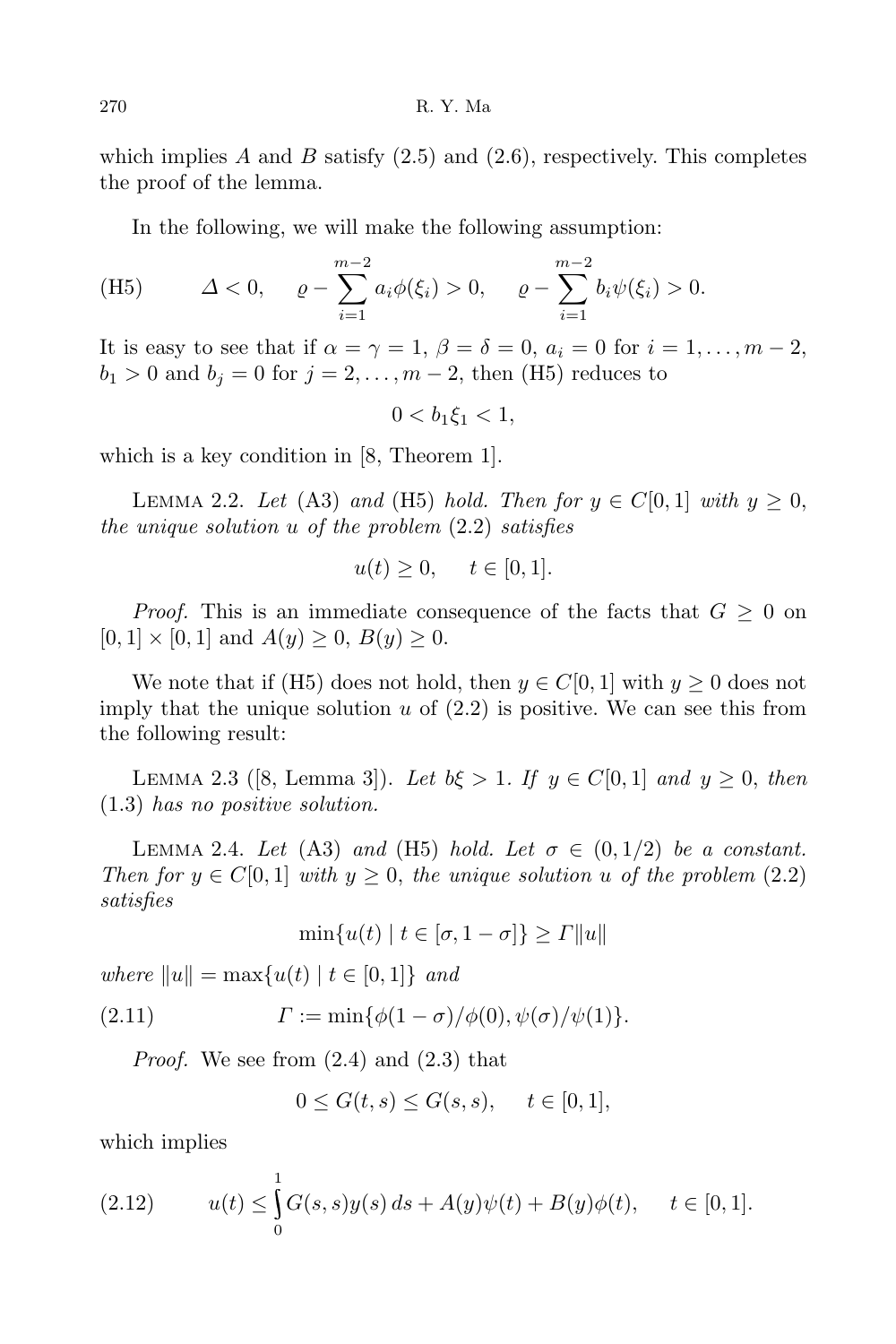which implies $A$ and $B$ satisfy (2.5) and (2.6), respectively. This completes the proof of the lemma.

In the following, we will make the following assumption:

$$\text{(H5)} \qquad \Delta < 0, \quad \varrho - \sum_{i=1}^{m-2} a_i \phi(\xi_i) > 0, \quad \varrho - \sum_{i=1}^{m-2} b_i \psi(\xi_i) > 0.$$

It is easy to see that if $\alpha = \gamma = 1$, $\beta = \delta = 0$, $a_i = 0$ for $i = 1, \dots, m-2$, $b_1 > 0$ and $b_j = 0$ for $j = 2, \dots, m-2$, then (H5) reduces to

$$0 < b_1 \xi_1 < 1,$$

which is a key condition in [8, Theorem 1].

LEMMA 2.2. *Let* (A3) *and* (H5) *hold. Then for $y \in C[0,1]$ with $y \geq 0$, the unique solution $u$ of the problem* (2.2) *satisfies*

$$u(t) \geq 0, \quad t \in [0,1].$$

*Proof.* This is an immediate consequence of the facts that $G \geq 0$ on $[0,1] \times [0,1]$ and $A(y) \geq 0$, $B(y) \geq 0$.

We note that if (H5) does not hold, then $y \in C[0,1]$ with $y \geq 0$ does not imply that the unique solution $u$ of (2.2) is positive. We can see this from the following result:

LEMMA 2.3 ([8, Lemma 3]). *Let $b\xi > 1$. If $y \in C[0,1]$ and $y \geq 0$, then* (1.3) *has no positive solution.*

LEMMA 2.4. *Let* (A3) *and* (H5) *hold. Let $\sigma \in (0, 1/2)$ be a constant. Then for $y \in C[0,1]$ with $y \geq 0$, the unique solution $u$ of the problem* (2.2) *satisfies*

$$\min\{u(t) \mid t \in [\sigma, 1-\sigma]\} \geq \Gamma \|u\|$$

*where $\|u\| = \max\{u(t) \mid t \in [0,1]\}$ and*

$$\Gamma := \min\{\phi(1-\sigma)/\phi(0), \psi(\sigma)/\psi(1)\}. \tag{2.11}$$

*Proof.* We see from (2.4) and (2.3) that

$$0 \leq G(t,s) \leq G(s,s), \quad t \in [0,1],$$

which implies

$$u(t) \leq \int_0^1 G(s,s) y(s)\, ds + A(y)\psi(t) + B(y)\phi(t), \quad t \in [0,1]. \tag{2.12}$$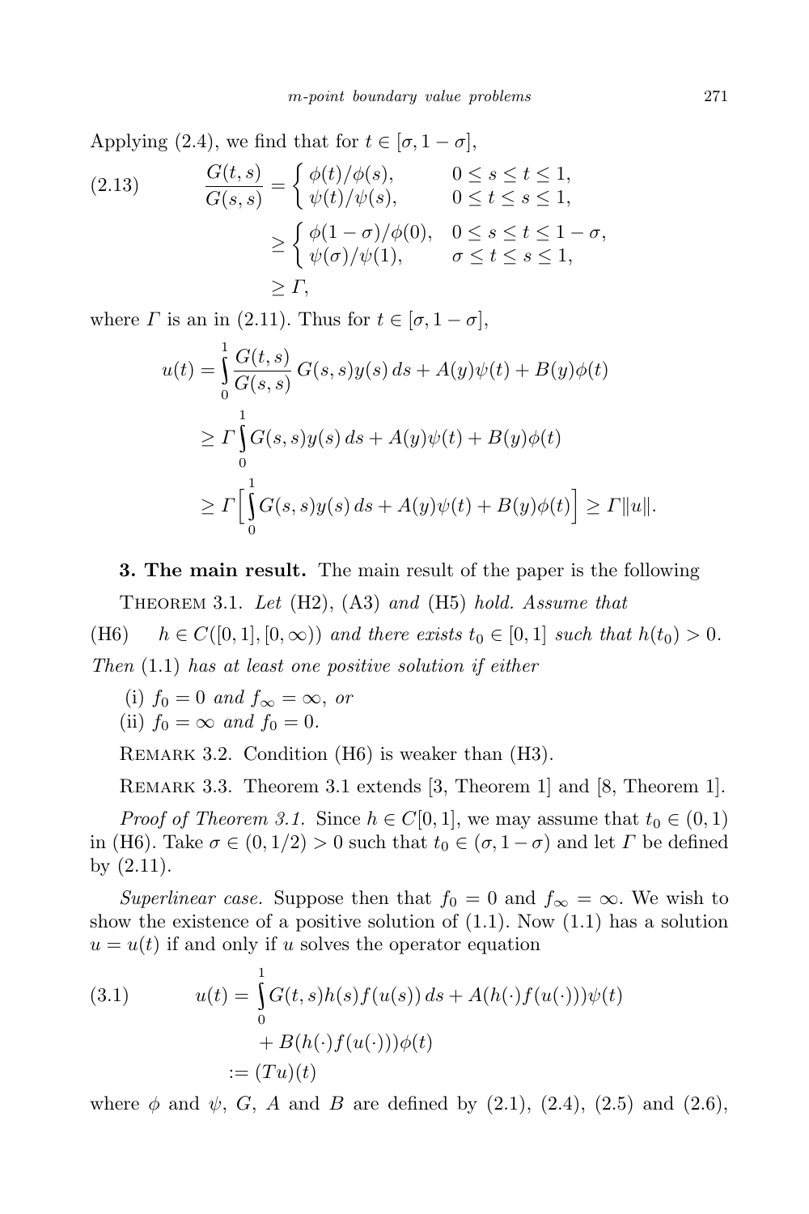Applying (2.4), we find that for $t \in [\sigma, 1-\sigma]$,

$$
\begin{aligned}
\text{(2.13)} \qquad \frac{G(t,s)}{G(s,s)} &= \begin{cases} \phi(t)/\phi(s), & 0 \le s \le t \le 1, \\ \psi(t)/\psi(s), & 0 \le t \le s \le 1, \end{cases} \\
&\ge \begin{cases} \phi(1-\sigma)/\phi(0), & 0 \le s \le t \le 1-\sigma, \\ \psi(\sigma)/\psi(1), & \sigma \le t \le s \le 1, \end{cases} \\
&\ge \Gamma,
\end{aligned}
$$

where $\Gamma$ is an in (2.11). Thus for $t \in [\sigma, 1-\sigma]$,

$$
\begin{aligned}
u(t) &= \int_0^1 \frac{G(t,s)}{G(s,s)}\, G(s,s)y(s)\, ds + A(y)\psi(t) + B(y)\phi(t) \\
&\ge \Gamma \int_0^1 G(s,s)y(s)\, ds + A(y)\psi(t) + B(y)\phi(t) \\
&\ge \Gamma \Big[ \int_0^1 G(s,s)y(s)\, ds + A(y)\psi(t) + B(y)\phi(t) \Big] \ge \Gamma \|u\|.
\end{aligned}
$$

**3. The main result.** The main result of the paper is the following

Theorem 3.1. *Let* (H2), (A3) *and* (H5) *hold. Assume that*

(H6) $\quad h \in C([0,1],[0,\infty))$ *and there exists* $t_0 \in [0,1]$ *such that* $h(t_0) > 0$.

*Then* (1.1) *has at least one positive solution if either*

(i) $f_0 = 0$ *and* $f_\infty = \infty$, *or*
(ii) $f_0 = \infty$ *and* $f_0 = 0$.

Remark 3.2. Condition (H6) is weaker than (H3).

Remark 3.3. Theorem 3.1 extends [3, Theorem 1] and [8, Theorem 1].

*Proof of Theorem 3.1.* Since $h \in C[0,1]$, we may assume that $t_0 \in (0,1)$ in (H6). Take $\sigma \in (0,1/2) > 0$ such that $t_0 \in (\sigma, 1-\sigma)$ and let $\Gamma$ be defined by (2.11).

*Superlinear case.* Suppose then that $f_0 = 0$ and $f_\infty = \infty$. We wish to show the existence of a positive solution of (1.1). Now (1.1) has a solution $u = u(t)$ if and only if $u$ solves the operator equation

$$
\begin{aligned}
\text{(3.1)} \qquad u(t) &= \int_0^1 G(t,s)h(s)f(u(s))\, ds + A(h(\cdot)f(u(\cdot)))\psi(t) \\
&\quad + B(h(\cdot)f(u(\cdot)))\phi(t) \\
&:= (Tu)(t)
\end{aligned}
$$

where $\phi$ and $\psi$, $G$, $A$ and $B$ are defined by (2.1), (2.4), (2.5) and (2.6),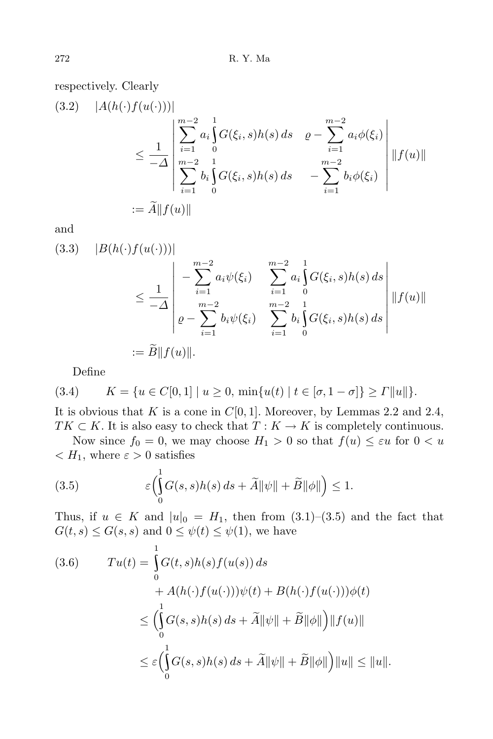respectively. Clearly

$$
\begin{aligned}
(3.2)\quad |A(h(\cdot)f(u(\cdot)))| &\le \frac{1}{-\Delta}\begin{vmatrix} \sum_{i=1}^{m-2} a_i \int_0^1 G(\xi_i,s)h(s)\,ds & \varrho - \sum_{i=1}^{m-2} a_i\phi(\xi_i) \\ \sum_{i=1}^{m-2} b_i \int_0^1 G(\xi_i,s)h(s)\,ds & -\sum_{i=1}^{m-2} b_i\phi(\xi_i) \end{vmatrix} \|f(u)\| \\
&:= \widetilde{A}\|f(u)\|
\end{aligned}
$$

and

$$
\begin{aligned}
(3.3)\quad |B(h(\cdot)f(u(\cdot)))| &\le \frac{1}{-\Delta}\begin{vmatrix} -\sum_{i=1}^{m-2} a_i\psi(\xi_i) & \sum_{i=1}^{m-2} a_i \int_0^1 G(\xi_i,s)h(s)\,ds \\ \varrho - \sum_{i=1}^{m-2} b_i\psi(\xi_i) & \sum_{i=1}^{m-2} b_i \int_0^1 G(\xi_i,s)h(s)\,ds \end{vmatrix} \|f(u)\| \\
&:= \widetilde{B}\|f(u)\|.
\end{aligned}
$$

Define

$$
(3.4)\qquad K = \{u \in C[0,1] \mid u \ge 0,\ \min\{u(t) \mid t \in [\sigma, 1-\sigma]\} \ge \Gamma\|u\|\}.
$$

It is obvious that $K$ is a cone in $C[0,1]$. Moreover, by Lemmas 2.2 and 2.4, $TK \subset K$. It is also easy to check that $T : K \to K$ is completely continuous.

Now since $f_0 = 0$, we may choose $H_1 > 0$ so that $f(u) \le \varepsilon u$ for $0 < u < H_1$, where $\varepsilon > 0$ satisfies

$$
(3.5)\qquad \varepsilon\Big(\int_0^1 G(s,s)h(s)\,ds + \widetilde{A}\|\psi\| + \widetilde{B}\|\phi\|\Big) \le 1.
$$

Thus, if $u \in K$ and $|u|_0 = H_1$, then from (3.1)–(3.5) and the fact that $G(t,s) \le G(s,s)$ and $0 \le \psi(t) \le \psi(1)$, we have

$$
\begin{aligned}
(3.6)\qquad Tu(t) &= \int_0^1 G(t,s)h(s)f(u(s))\,ds \\
&\quad + A(h(\cdot)f(u(\cdot)))\psi(t) + B(h(\cdot)f(u(\cdot)))\phi(t) \\
&\le \Big(\int_0^1 G(s,s)h(s)\,ds + \widetilde{A}\|\psi\| + \widetilde{B}\|\phi\|\Big)\|f(u)\| \\
&\le \varepsilon\Big(\int_0^1 G(s,s)h(s)\,ds + \widetilde{A}\|\psi\| + \widetilde{B}\|\phi\|\Big)\|u\| \le \|u\|.
\end{aligned}
$$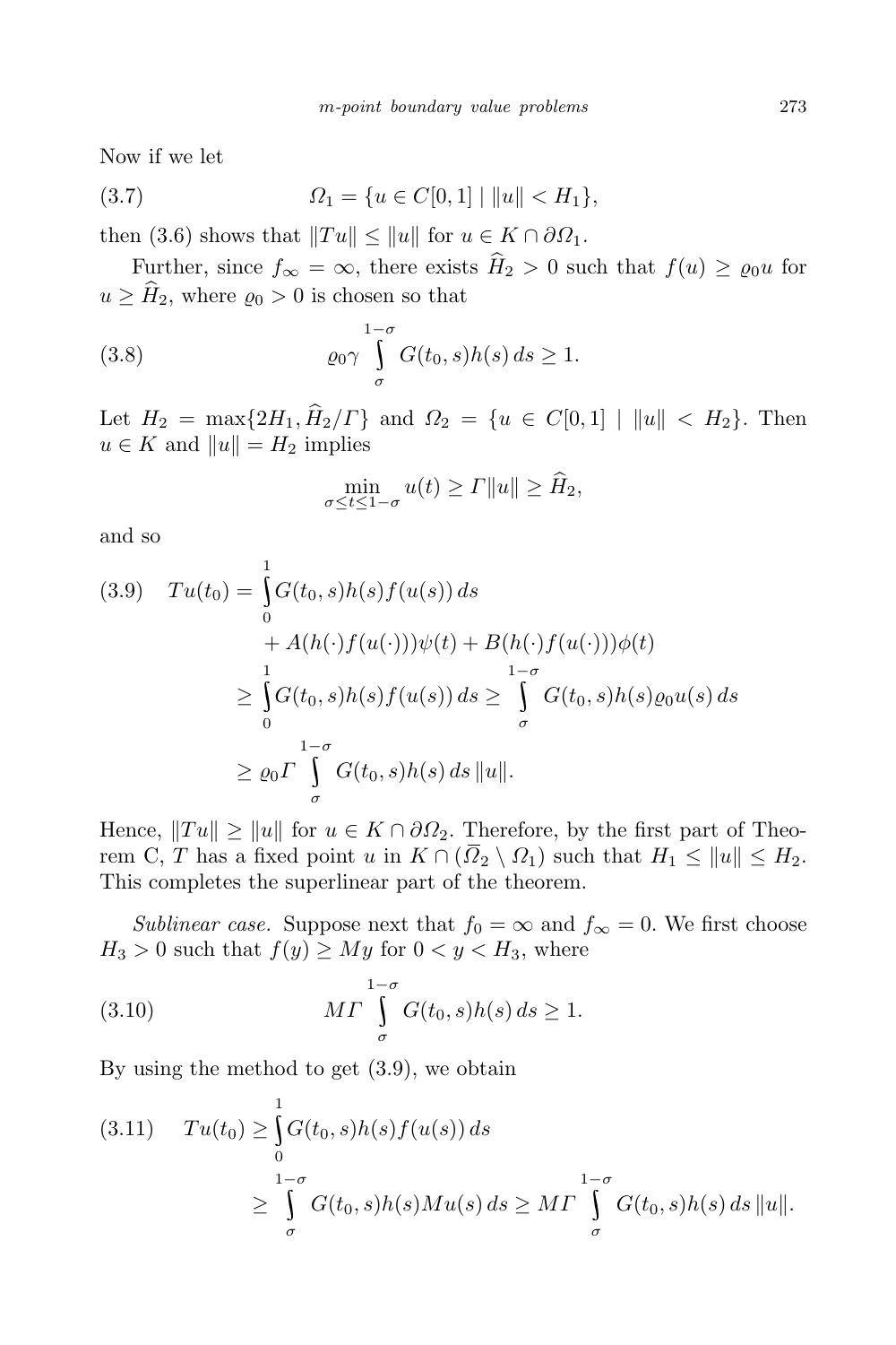Now if we let

$$\Omega_1 = \{u \in C[0,1] \mid \|u\| < H_1\}, \tag{3.7}$$

then (3.6) shows that $\|Tu\| \le \|u\|$ for $u \in K \cap \partial\Omega_1$.

Further, since $f_\infty = \infty$, there exists $\widehat{H}_2 > 0$ such that $f(u) \ge \varrho_0 u$ for $u \ge \widehat{H}_2$, where $\varrho_0 > 0$ is chosen so that

$$\varrho_0 \gamma \int_{\sigma}^{1-\sigma} G(t_0, s)h(s)\, ds \ge 1. \tag{3.8}$$

Let $H_2 = \max\{2H_1, \widehat{H}_2/\Gamma\}$ and $\Omega_2 = \{u \in C[0,1] \mid \|u\| < H_2\}$. Then $u \in K$ and $\|u\| = H_2$ implies

$$\min_{\sigma \le t \le 1-\sigma} u(t) \ge \Gamma\|u\| \ge \widehat{H}_2,$$

and so

$$\begin{aligned} Tu(t_0) &= \int_0^1 G(t_0, s)h(s)f(u(s))\, ds \\ &\quad + A(h(\cdot)f(u(\cdot)))\psi(t) + B(h(\cdot)f(u(\cdot)))\phi(t) \\ &\ge \int_0^1 G(t_0, s)h(s)f(u(s))\, ds \ge \int_{\sigma}^{1-\sigma} G(t_0, s)h(s)\varrho_0 u(s)\, ds \\ &\ge \varrho_0 \Gamma \int_{\sigma}^{1-\sigma} G(t_0, s)h(s)\, ds\, \|u\|. \end{aligned} \tag{3.9}$$

Hence, $\|Tu\| \ge \|u\|$ for $u \in K \cap \partial\Omega_2$. Therefore, by the first part of Theorem C, $T$ has a fixed point $u$ in $K \cap (\overline{\Omega}_2 \setminus \Omega_1)$ such that $H_1 \le \|u\| \le H_2$. This completes the superlinear part of the theorem.

*Sublinear case.* Suppose next that $f_0 = \infty$ and $f_\infty = 0$. We first choose $H_3 > 0$ such that $f(y) \ge My$ for $0 < y < H_3$, where

$$M\Gamma \int_{\sigma}^{1-\sigma} G(t_0, s)h(s)\, ds \ge 1. \tag{3.10}$$

By using the method to get (3.9), we obtain

$$\begin{aligned} Tu(t_0) &\ge \int_0^1 G(t_0, s)h(s)f(u(s))\, ds \\ &\ge \int_{\sigma}^{1-\sigma} G(t_0, s)h(s)Mu(s)\, ds \ge M\Gamma \int_{\sigma}^{1-\sigma} G(t_0, s)h(s)\, ds\, \|u\|. \end{aligned} \tag{3.11}$$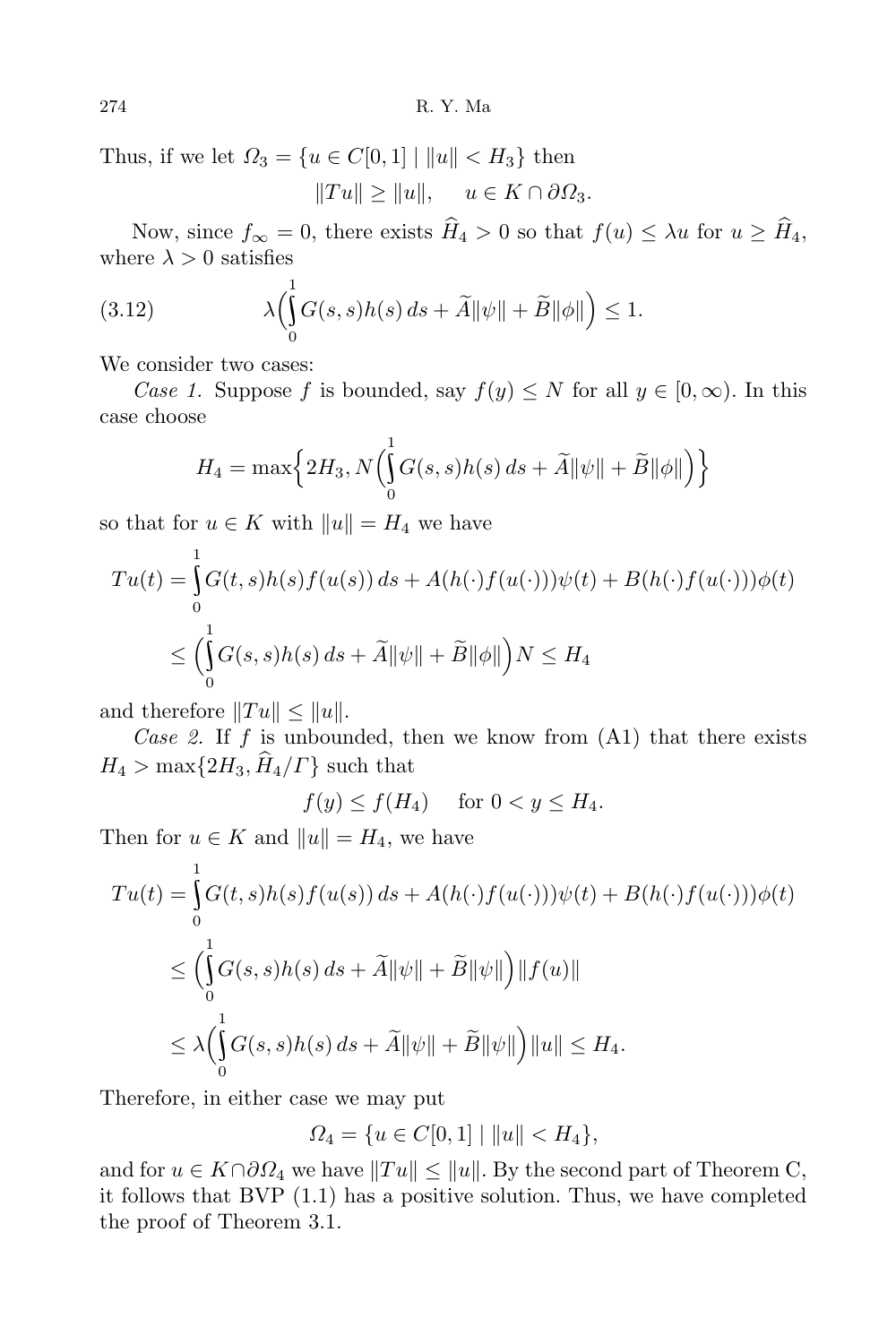Thus, if we let $\Omega_3 = \{u \in C[0,1] \mid \|u\| < H_3\}$ then

$$\|Tu\| \geq \|u\|, \quad u \in K \cap \partial\Omega_3.$$

Now, since $f_\infty = 0$, there exists $\widehat{H}_4 > 0$ so that $f(u) \leq \lambda u$ for $u \geq \widehat{H}_4$, where $\lambda > 0$ satisfies

$$\lambda\Big(\int_0^1 G(s,s)h(s)\,ds + \widetilde{A}\|\psi\| + \widetilde{B}\|\phi\|\Big) \leq 1. \tag{3.12}$$

We consider two cases:

*Case 1.* Suppose $f$ is bounded, say $f(y) \leq N$ for all $y \in [0,\infty)$. In this case choose

$$H_4 = \max\Big\{2H_3, N\Big(\int_0^1 G(s,s)h(s)\,ds + \widetilde{A}\|\psi\| + \widetilde{B}\|\phi\|\Big)\Big\}$$

so that for $u \in K$ with $\|u\| = H_4$ we have

$$\begin{aligned}
Tu(t) &= \int_0^1 G(t,s)h(s)f(u(s))\,ds + A(h(\cdot)f(u(\cdot)))\psi(t) + B(h(\cdot)f(u(\cdot)))\phi(t) \\
&\leq \Big(\int_0^1 G(s,s)h(s)\,ds + \widetilde{A}\|\psi\| + \widetilde{B}\|\phi\|\Big)N \leq H_4
\end{aligned}$$

and therefore $\|Tu\| \leq \|u\|$.

*Case 2.* If $f$ is unbounded, then we know from (A1) that there exists $H_4 > \max\{2H_3, \widehat{H}_4/\Gamma\}$ such that

$$f(y) \leq f(H_4) \quad \text{ for } 0 < y \leq H_4.$$

Then for $u \in K$ and $\|u\| = H_4$, we have

$$\begin{aligned}
Tu(t) &= \int_0^1 G(t,s)h(s)f(u(s))\,ds + A(h(\cdot)f(u(\cdot)))\psi(t) + B(h(\cdot)f(u(\cdot)))\phi(t) \\
&\leq \Big(\int_0^1 G(s,s)h(s)\,ds + \widetilde{A}\|\psi\| + \widetilde{B}\|\psi\|\Big)\|f(u)\| \\
&\leq \lambda\Big(\int_0^1 G(s,s)h(s)\,ds + \widetilde{A}\|\psi\| + \widetilde{B}\|\psi\|\Big)\|u\| \leq H_4.
\end{aligned}$$

Therefore, in either case we may put

$$\Omega_4 = \{u \in C[0,1] \mid \|u\| < H_4\},$$

and for $u \in K \cap \partial\Omega_4$ we have $\|Tu\| \leq \|u\|$. By the second part of Theorem C, it follows that BVP (1.1) has a positive solution. Thus, we have completed the proof of Theorem 3.1.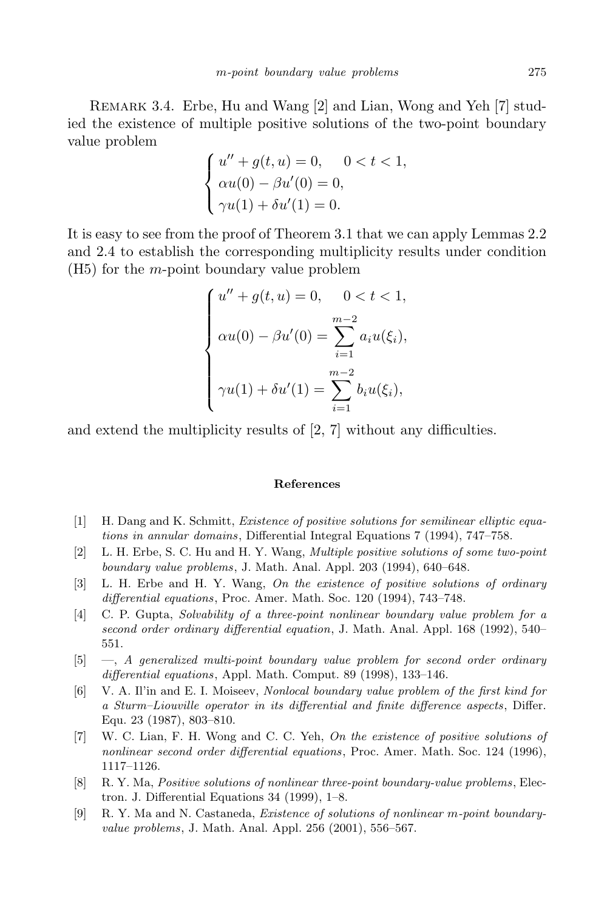Remark 3.4. Erbe, Hu and Wang [2] and Lian, Wong and Yeh [7] studied the existence of multiple positive solutions of the two-point boundary value problem

$$\begin{cases} u'' + g(t,u) = 0, \quad 0 < t < 1, \\ \alpha u(0) - \beta u'(0) = 0, \\ \gamma u(1) + \delta u'(1) = 0. \end{cases}$$

It is easy to see from the proof of Theorem 3.1 that we can apply Lemmas 2.2 and 2.4 to establish the corresponding multiplicity results under condition (H5) for the $m$-point boundary value problem

$$\begin{cases} u'' + g(t,u) = 0, \quad 0 < t < 1, \\ \alpha u(0) - \beta u'(0) = \displaystyle\sum_{i=1}^{m-2} a_i u(\xi_i), \\ \gamma u(1) + \delta u'(1) = \displaystyle\sum_{i=1}^{m-2} b_i u(\xi_i), \end{cases}$$

and extend the multiplicity results of [2, 7] without any difficulties.

## References

[1] H. Dang and K. Schmitt, *Existence of positive solutions for semilinear elliptic equations in annular domains*, Differential Integral Equations 7 (1994), 747–758.

[2] L. H. Erbe, S. C. Hu and H. Y. Wang, *Multiple positive solutions of some two-point boundary value problems*, J. Math. Anal. Appl. 203 (1994), 640–648.

[3] L. H. Erbe and H. Y. Wang, *On the existence of positive solutions of ordinary differential equations*, Proc. Amer. Math. Soc. 120 (1994), 743–748.

[4] C. P. Gupta, *Solvability of a three-point nonlinear boundary value problem for a second order ordinary differential equation*, J. Math. Anal. Appl. 168 (1992), 540–551.

[5] —, *A generalized multi-point boundary value problem for second order ordinary differential equations*, Appl. Math. Comput. 89 (1998), 133–146.

[6] V. A. Il'in and E. I. Moiseev, *Nonlocal boundary value problem of the first kind for a Sturm–Liouville operator in its differential and finite difference aspects*, Differ. Equ. 23 (1987), 803–810.

[7] W. C. Lian, F. H. Wong and C. C. Yeh, *On the existence of positive solutions of nonlinear second order differential equations*, Proc. Amer. Math. Soc. 124 (1996), 1117–1126.

[8] R. Y. Ma, *Positive solutions of nonlinear three-point boundary-value problems*, Electron. J. Differential Equations 34 (1999), 1–8.

[9] R. Y. Ma and N. Castaneda, *Existence of solutions of nonlinear $m$-point boundary-value problems*, J. Math. Anal. Appl. 256 (2001), 556–567.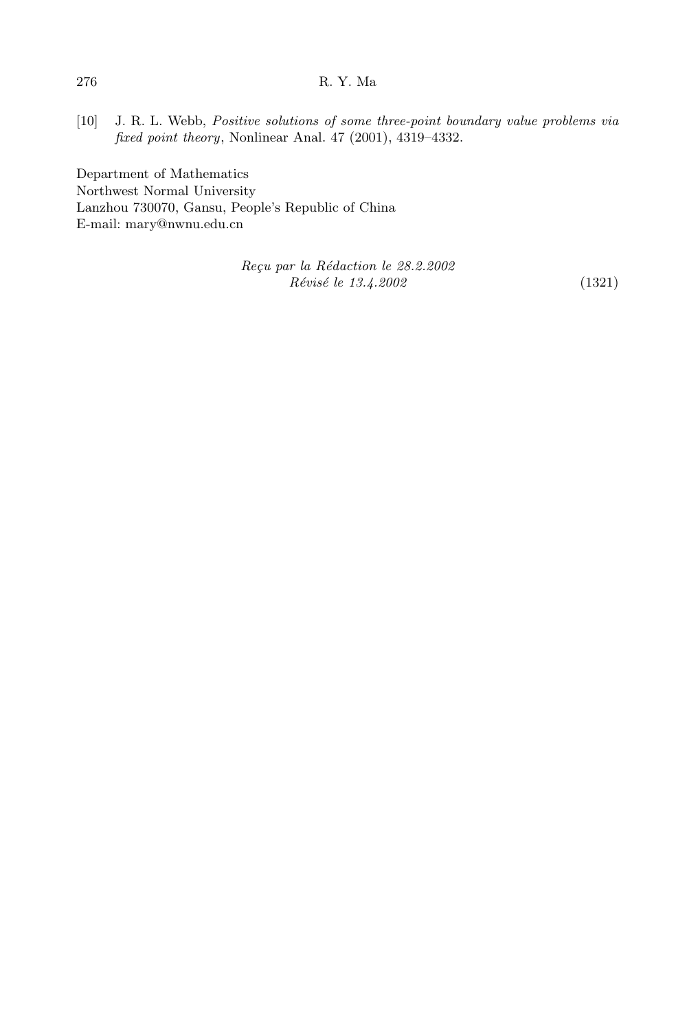[10] J. R. L. Webb, *Positive solutions of some three-point boundary value problems via fixed point theory*, Nonlinear Anal. 47 (2001), 4319–4332.

Department of Mathematics
Northwest Normal University
Lanzhou 730070, Gansu, People's Republic of China
E-mail: mary@nwnu.edu.cn

*Reçu par la Rédaction le 28.2.2002*
*Révisé le 13.4.2002* (1321)